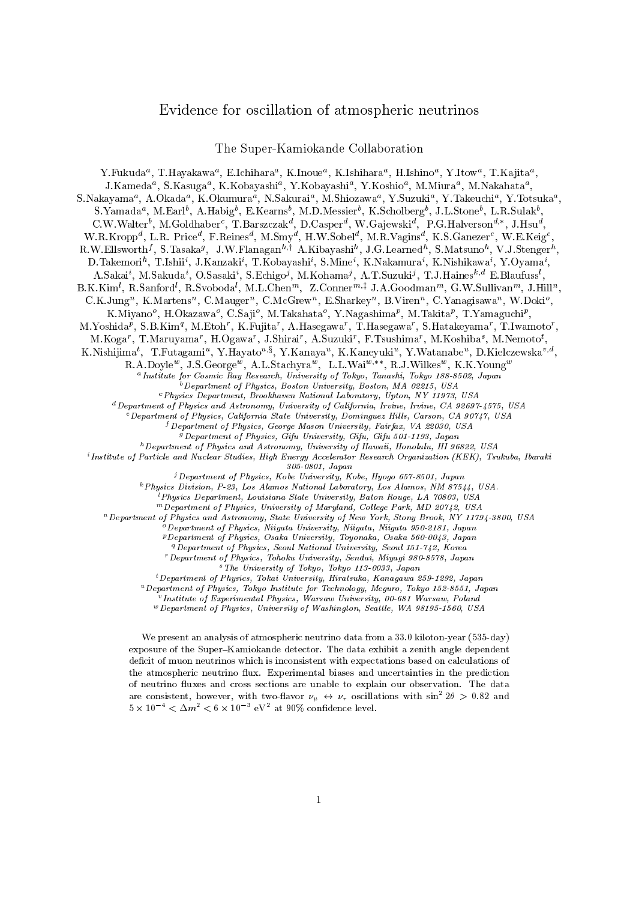# Evidence for oscillation of atmospheric neutrinos

## The Super-Kamiokande Collaboration

Y.Fukuda[a], T.Hayakawa[a], E.Ichihara[a], K.Inoue[a], K.Ishihara[a], H.Ishino[a], Y.Itow[a], T.Kajita[a], J.Kameda[a], S.Kasuga[a], K.Kobayashi[a], Y.Kobayashi[a], Y.Koshio[a], M.Miura[a], M.Nakahata[a], S.Nakayama[a], A.Okada[a], K.Okumura[a], N.Sakurai[a], M.Shiozawa[a], Y.Suzuki[a], Y.Takeuchi[a], Y.Totsuka[a], S.Yamada[a], M.Earl[b], A.Habig[b], E.Kearns[b], M.D.Messier[b], K.Scholberg[b], J.L.Stone[b], L.R.Sulak[b], C.W.Walter[b], M.Goldhaber[c], T.Barszczak[d], D.Casper[d], W.Gajewski[d], P.G.Halverson[d,*], J.Hsu[d], W.R.Kropp[d], L.R. Price[d], F.Reines[d], M.Smy[d], H.W.Sobel[d], M.R.Vagins[d], K.S.Ganezer[e], W.E.Keig[e], R.W.Ellsworth[f], S.Tasaka[g], J.W.Flanagan[h,†] A.Kibayashi[h], J.G.Learned[h], S.Matsuno[h], V.J.Stenger[h], D.Takemori[h], T.Ishii[i], J.Kanzaki[i], T.Kobayashi[i], S.Mine[i], K.Nakamura[i], K.Nishikawa[i], Y.Oyama[i], A.Sakai[i], M.Sakuda[i], O.Sasaki[i], S.Echigo[j], M.Kohama[j], A.T.Suzuki[j], T.J.Haines[k,d] E.Blaufuss[l], B.K.Kim[l], R.Sanford[l], R.Svoboda[l], M.L.Chen[m], Z.Conner[m,‡] J.A.Goodman[m], G.W.Sullivan[m], J.Hill[n], C.K.Jung[n], K.Martens[n], C.Mauger[n], C.McGrew[n], E.Sharkey[n], B.Viren[n], C.Yanagisawa[n], W.Doki[o], K.Miyano[o], H.Okazawa[o], C.Saji[o], M.Takahata[o], Y.Nagashima[p], M.Takita[p], T.Yamaguchi[p], M.Yoshida[p], S.B.Kim[q], M.Etoh[r], K.Fujita[r], A.Hasegawa[r], T.Hasegawa[r], S.Hatakeyama[r], T.Iwamoto[r], M.Koga[r], T.Maruyama[r], H.Ogawa[r], J.Shirai[r], A.Suzuki[r], F.Tsushima[r], M.Koshiba[s], M.Nemoto[t], K.Nishijima[t], T.Futagami[u], Y.Hayato[u,§], Y.Kanaya[u], K.Kaneyuki[u], Y.Watanabe[u], D.Kielczewska[v,d], R.A.Doyle[w], J.S.George[w], A.L.Stachyra[w], L.L.Wai[w,**], R.J.Wilkes[w], K.K.Young[w]

[a] *Institute for Cosmic Ray Research, University of Tokyo, Tanashi, Tokyo 188-8502, Japan*
[b] *Department of Physics, Boston University, Boston, MA 02215, USA*
[c] *Physics Department, Brookhaven National Laboratory, Upton, NY 11973, USA*
[d] *Department of Physics and Astronomy, University of California, Irvine, Irvine, CA 92697-4575, USA*
[e] *Department of Physics, California State University, Dominguez Hills, Carson, CA 90747, USA*
[f] *Department of Physics, George Mason University, Fairfax, VA 22030, USA*
[g] *Department of Physics, Gifu University, Gifu, Gifu 501-1193, Japan*
[h] *Department of Physics and Astronomy, University of Hawaii, Honolulu, HI 96822, USA*
[i] *Institute of Particle and Nuclear Studies, High Energy Accelerator Research Organization (KEK), Tsukuba, Ibaraki 305-0801, Japan*
[j] *Department of Physics, Kobe University, Kobe, Hyogo 657-8501, Japan*
[k] *Physics Division, P-23, Los Alamos National Laboratory, Los Alamos, NM 87544, USA.*
[l] *Physics Department, Louisiana State University, Baton Rouge, LA 70803, USA*
[m] *Department of Physics, University of Maryland, College Park, MD 20742, USA*
[n] *Department of Physics and Astronomy, State University of New York, Stony Brook, NY 11794-3800, USA*
[o] *Department of Physics, Niigata University, Niigata, Niigata 950-2181, Japan*
[p] *Department of Physics, Osaka University, Toyonaka, Osaka 560-0043, Japan*
[q] *Department of Physics, Seoul National University, Seoul 151-742, Korea*
[r] *Department of Physics, Tohoku University, Sendai, Miyagi 980-8578, Japan*
[s] *The University of Tokyo, Tokyo 113-0033, Japan*
[t] *Department of Physics, Tokai University, Hiratsuka, Kanagawa 259-1292, Japan*
[u] *Department of Physics, Tokyo Institute for Technology, Meguro, Tokyo 152-8551, Japan*
[v] *Institute of Experimental Physics, Warsaw University, 00-681 Warsaw, Poland*
[w] *Department of Physics, University of Washington, Seattle, WA 98195-1560, USA*

We present an analysis of atmospheric neutrino data from a 33.0 kiloton-year (535-day) exposure of the Super–Kamiokande detector. The data exhibit a zenith angle dependent deficit of muon neutrinos which is inconsistent with expectations based on calculations of the atmospheric neutrino flux. Experimental biases and uncertainties in the prediction of neutrino fluxes and cross sections are unable to explain our observation. The data are consistent, however, with two-flavor $\nu_\mu \leftrightarrow \nu_\tau$ oscillations with $\sin^2 2\theta > 0.82$ and $5 \times 10^{-4} < \Delta m^2 < 6 \times 10^{-3}$ eV$^2$ at 90% confidence level.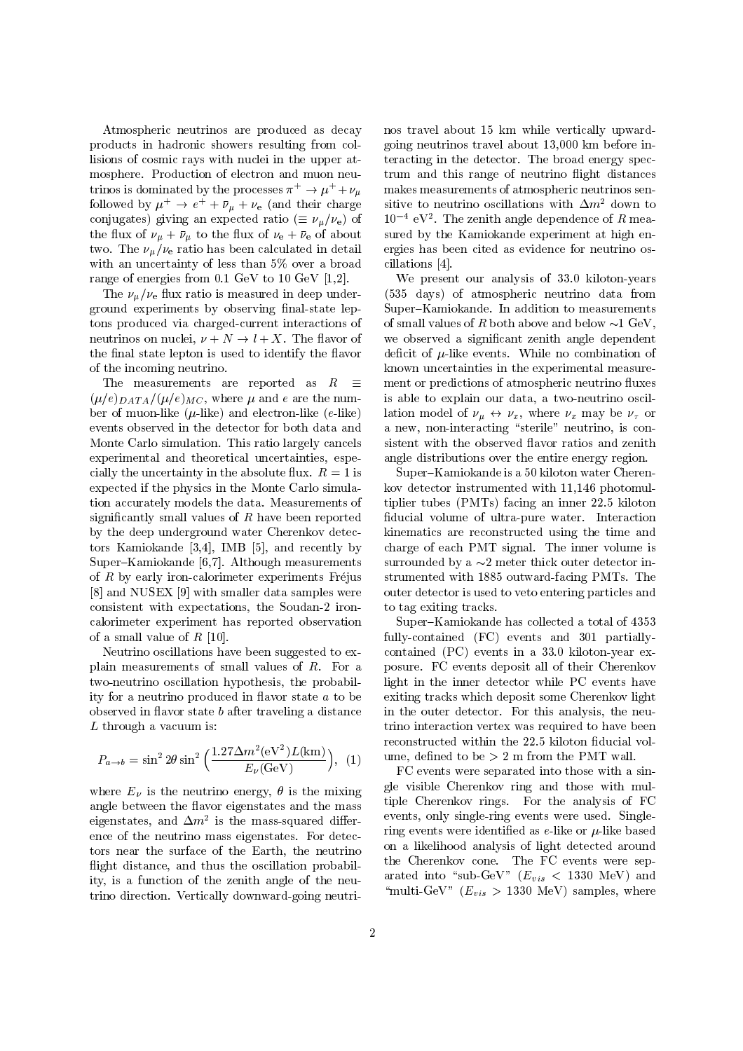Atmospheric neutrinos are produced as decay products in hadronic showers resulting from collisions of cosmic rays with nuclei in the upper atmosphere. Production of electron and muon neutrinos is dominated by the processes $\pi^+ \to \mu^+ + \nu_\mu$ followed by $\mu^+ \to e^+ + \bar{\nu}_\mu + \nu_e$ (and their charge conjugates) giving an expected ratio ($\equiv \nu_\mu/\nu_e$) of the flux of $\nu_\mu + \bar{\nu}_\mu$ to the flux of $\nu_e + \bar{\nu}_e$ of about two. The $\nu_\mu/\nu_e$ ratio has been calculated in detail with an uncertainty of less than 5% over a broad range of energies from 0.1 GeV to 10 GeV [1,2].

The $\nu_\mu/\nu_e$ flux ratio is measured in deep underground experiments by observing final-state leptons produced via charged-current interactions of neutrinos on nuclei, $\nu + N \to l + X$. The flavor of the final state lepton is used to identify the flavor of the incoming neutrino.

The measurements are reported as $R \equiv (\mu/e)_{DATA}/(\mu/e)_{MC}$, where $\mu$ and $e$ are the number of muon-like ($\mu$-like) and electron-like ($e$-like) events observed in the detector for both data and Monte Carlo simulation. This ratio largely cancels experimental and theoretical uncertainties, especially the uncertainty in the absolute flux. $R = 1$ is expected if the physics in the Monte Carlo simulation accurately models the data. Measurements of significantly small values of $R$ have been reported by the deep underground water Cherenkov detectors Kamiokande [3,4], IMB [5], and recently by Super–Kamiokande [6,7]. Although measurements of $R$ by early iron-calorimeter experiments Fréjus [8] and NUSEX [9] with smaller data samples were consistent with expectations, the Soudan-2 iron-calorimeter experiment has reported observation of a small value of $R$ [10].

Neutrino oscillations have been suggested to explain measurements of small values of $R$. For a two-neutrino oscillation hypothesis, the probability for a neutrino produced in flavor state $a$ to be observed in flavor state $b$ after traveling a distance $L$ through a vacuum is:

$$P_{a \to b} = \sin^2 2\theta \sin^2 \left( \frac{1.27 \Delta m^2 (\mathrm{eV}^2) L(\mathrm{km})}{E_\nu(\mathrm{GeV})} \right), \quad (1)$$

where $E_\nu$ is the neutrino energy, $\theta$ is the mixing angle between the flavor eigenstates and the mass eigenstates, and $\Delta m^2$ is the mass-squared difference of the neutrino mass eigenstates. For detectors near the surface of the Earth, the neutrino flight distance, and thus the oscillation probability, is a function of the zenith angle of the neutrino direction. Vertically downward-going neutrinos travel about 15 km while vertically upward-going neutrinos travel about 13,000 km before interacting in the detector. The broad energy spectrum and this range of neutrino flight distances makes measurements of atmospheric neutrinos sensitive to neutrino oscillations with $\Delta m^2$ down to $10^{-4}$ eV$^2$. The zenith angle dependence of $R$ measured by the Kamiokande experiment at high energies has been cited as evidence for neutrino oscillations [4].

We present our analysis of 33.0 kiloton-years (535 days) of atmospheric neutrino data from Super–Kamiokande. In addition to measurements of small values of $R$ both above and below ~1 GeV, we observed a significant zenith angle dependent deficit of $\mu$-like events. While no combination of known uncertainties in the experimental measurement or predictions of atmospheric neutrino fluxes is able to explain our data, a two-neutrino oscillation model of $\nu_\mu \leftrightarrow \nu_x$, where $\nu_x$ may be $\nu_\tau$ or a new, non-interacting "sterile" neutrino, is consistent with the observed flavor ratios and zenith angle distributions over the entire energy region.

Super–Kamiokande is a 50 kiloton water Cherenkov detector instrumented with 11,146 photomultiplier tubes (PMTs) facing an inner 22.5 kiloton fiducial volume of ultra-pure water. Interaction kinematics are reconstructed using the time and charge of each PMT signal. The inner volume is surrounded by a ~2 meter thick outer detector instrumented with 1885 outward-facing PMTs. The outer detector is used to veto entering particles and to tag exiting tracks.

Super–Kamiokande has collected a total of 4353 fully-contained (FC) events and 301 partially-contained (PC) events in a 33.0 kiloton-year exposure. FC events deposit all of their Cherenkov light in the inner detector while PC events have exiting tracks which deposit some Cherenkov light in the outer detector. For this analysis, the neutrino interaction vertex was required to have been reconstructed within the 22.5 kiloton fiducial volume, defined to be > 2 m from the PMT wall.

FC events were separated into those with a single visible Cherenkov ring and those with multiple Cherenkov rings. For the analysis of FC events, only single-ring events were used. Single-ring events were identified as $e$-like or $\mu$-like based on a likelihood analysis of light detected around the Cherenkov cone. The FC events were separated into "sub-GeV" ($E_{vis} < 1330$ MeV) and "multi-GeV" ($E_{vis} > 1330$ MeV) samples, where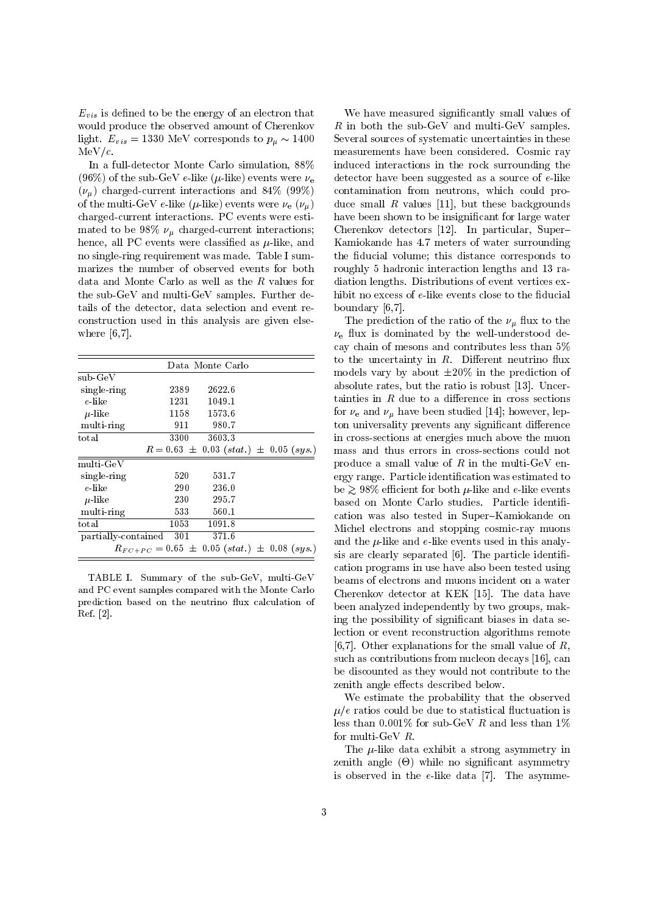$E_{vis}$ is defined to be the energy of an electron that would produce the observed amount of Cherenkov light. $E_{vis} = 1330$ MeV corresponds to $p_\mu \sim 1400$ MeV/$c$.

In a full-detector Monte Carlo simulation, 88% (96%) of the sub-GeV $e$-like ($\mu$-like) events were $\nu_e$ ($\nu_\mu$) charged-current interactions and 84% (99%) of the multi-GeV $e$-like ($\mu$-like) events were $\nu_e$ ($\nu_\mu$) charged-current interactions. PC events were estimated to be 98% $\nu_\mu$ charged-current interactions; hence, all PC events were classified as $\mu$-like, and no single-ring requirement was made. Table I summarizes the number of observed events for both data and Monte Carlo as well as the $R$ values for the sub-GeV and multi-GeV samples. Further details of the detector, data selection and event reconstruction used in this analysis are given elsewhere [6,7].

| | Data | Monte Carlo |
|---|---|---|
| sub-GeV | | |
| single-ring | 2389 | 2622.6 |
| $e$-like | 1231 | 1049.1 |
| $\mu$-like | 1158 | 1573.6 |
| multi-ring | 911 | 980.7 |
| total | 3300 | 3603.3 |
| | $R = 0.63 \pm 0.03$ $(stat.)$ $\pm$ $0.05$ $(sys.)$ | |
| multi-GeV | | |
| single-ring | 520 | 531.7 |
| $e$-like | 290 | 236.0 |
| $\mu$-like | 230 | 295.7 |
| multi-ring | 533 | 560.1 |
| total | 1053 | 1091.8 |
| partially-contained | 301 | 371.6 |
| | $R_{FC+PC} = 0.65 \pm 0.05$ $(stat.)$ $\pm$ $0.08$ $(sys.)$ | |

TABLE I. Summary of the sub-GeV, multi-GeV and PC event samples compared with the Monte Carlo prediction based on the neutrino flux calculation of Ref. [2].

We have measured significantly small values of $R$ in both the sub-GeV and multi-GeV samples. Several sources of systematic uncertainties in these measurements have been considered. Cosmic ray induced interactions in the rock surrounding the detector have been suggested as a source of $e$-like contamination from neutrons, which could produce small $R$ values [11], but these backgrounds have been shown to be insignificant for large water Cherenkov detectors [12]. In particular, Super–Kamiokande has 4.7 meters of water surrounding the fiducial volume; this distance corresponds to roughly 5 hadronic interaction lengths and 13 radiation lengths. Distributions of event vertices exhibit no excess of $e$-like events close to the fiducial boundary [6,7].

The prediction of the ratio of the $\nu_\mu$ flux to the $\nu_e$ flux is dominated by the well-understood decay chain of mesons and contributes less than 5% to the uncertainty in $R$. Different neutrino flux models vary by about $\pm 20\%$ in the prediction of absolute rates, but the ratio is robust [13]. Uncertainties in $R$ due to a difference in cross sections for $\nu_e$ and $\nu_\mu$ have been studied [14]; however, lepton universality prevents any significant difference in cross-sections at energies much above the muon mass and thus errors in cross-sections could not produce a small value of $R$ in the multi-GeV energy range. Particle identification was estimated to be $\gtrsim 98\%$ efficient for both $\mu$-like and $e$-like events based on Monte Carlo studies. Particle identification was also tested in Super–Kamiokande on Michel electrons and stopping cosmic-ray muons and the $\mu$-like and $e$-like events used in this analysis are clearly separated [6]. The particle identification programs in use have also been tested using beams of electrons and muons incident on a water Cherenkov detector at KEK [15]. The data have been analyzed independently by two groups, making the possibility of significant biases in data selection or event reconstruction algorithms remote [6,7]. Other explanations for the small value of $R$, such as contributions from nucleon decays [16], can be discounted as they would not contribute to the zenith angle effects described below.

We estimate the probability that the observed $\mu/e$ ratios could be due to statistical fluctuation is less than 0.001% for sub-GeV $R$ and less than 1% for multi-GeV $R$.

The $\mu$-like data exhibit a strong asymmetry in zenith angle ($\Theta$) while no significant asymmetry is observed in the $e$-like data [7]. The asymme-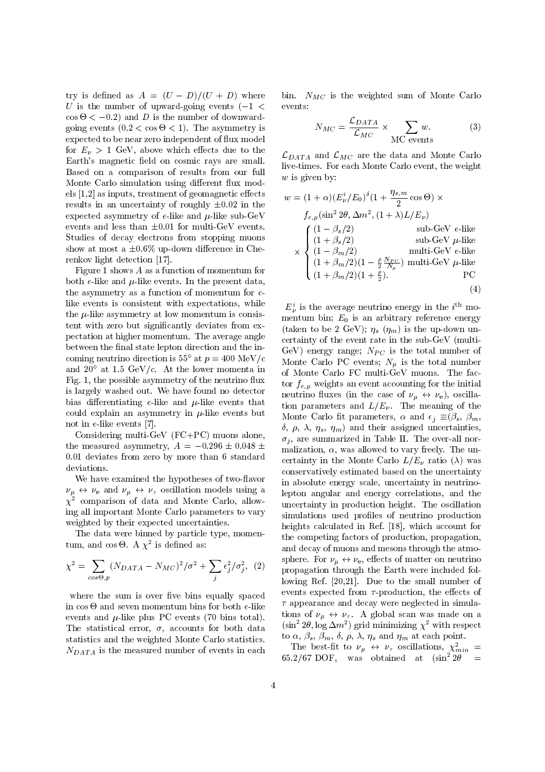try is defined as $A = (U - D)/(U + D)$ where $U$ is the number of upward-going events ($-1 < \cos\Theta < -0.2$) and $D$ is the number of downward-going events ($0.2 < \cos\Theta < 1$). The asymmetry is expected to be near zero independent of flux model for $E_\nu > 1$ GeV, above which effects due to the Earth's magnetic field on cosmic rays are small. Based on a comparison of results from our full Monte Carlo simulation using different flux models [1,2] as inputs, treatment of geomagnetic effects results in an uncertainty of roughly $\pm 0.02$ in the expected asymmetry of $e$-like and $\mu$-like sub-GeV events and less than $\pm 0.01$ for multi-GeV events. Studies of decay electrons from stopping muons show at most a $\pm 0.6\%$ up-down difference in Cherenkov light detection [17].

Figure 1 shows $A$ as a function of momentum for both $e$-like and $\mu$-like events. In the present data, the asymmetry as a function of momentum for $e$-like events is consistent with expectations, while the $\mu$-like asymmetry at low momentum is consistent with zero but significantly deviates from expectation at higher momentum. The average angle between the final state lepton direction and the incoming neutrino direction is $55^\circ$ at $p = 400$ MeV/$c$ and $20^\circ$ at 1.5 GeV/$c$. At the lower momenta in Fig. 1, the possible asymmetry of the neutrino flux is largely washed out. We have found no detector bias differentiating $e$-like and $\mu$-like events that could explain an asymmetry in $\mu$-like events but not in $e$-like events [7].

Considering multi-GeV (FC+PC) muons alone, the measured asymmetry, $A = -0.296 \pm 0.048 \pm 0.01$ deviates from zero by more than 6 standard deviations.

We have examined the hypotheses of two-flavor $\nu_\mu \leftrightarrow \nu_e$ and $\nu_\mu \leftrightarrow \nu_\tau$ oscillation models using a $\chi^2$ comparison of data and Monte Carlo, allowing all important Monte Carlo parameters to vary weighted by their expected uncertainties.

The data were binned by particle type, momentum, and $\cos\Theta$. A $\chi^2$ is defined as:

$$\chi^2 = \sum_{\cos\Theta, p} (N_{DATA} - N_{MC})^2/\sigma^2 + \sum_j \epsilon_j^2/\sigma_j^2, \quad (2)$$

where the sum is over five bins equally spaced in $\cos\Theta$ and seven momentum bins for both $e$-like events and $\mu$-like plus PC events (70 bins total). The statistical error, $\sigma$, accounts for both data statistics and the weighted Monte Carlo statistics. $N_{DATA}$ is the measured number of events in each bin. $N_{MC}$ is the weighted sum of Monte Carlo events:

$$N_{MC} = \frac{\mathcal{L}_{DATA}}{\mathcal{L}_{MC}} \times \sum_{\text{MC events}} w. \quad (3)$$

$\mathcal{L}_{DATA}$ and $\mathcal{L}_{MC}$ are the data and Monte Carlo live-times. For each Monte Carlo event, the weight $w$ is given by:

$$\begin{aligned} w = {} & (1+\alpha)(E_\nu^i/E_0)^\delta (1 + \frac{\eta_{s,m}}{2}\cos\Theta) \times \\ & f_{e,\mu}(\sin^2 2\theta, \Delta m^2, (1+\lambda)L/E_\nu) \\ & \times \begin{cases} (1-\beta_s/2) & \text{sub-GeV } e\text{-like} \\ (1+\beta_s/2) & \text{sub-GeV } \mu\text{-like} \\ (1-\beta_m/2) & \text{multi-GeV } e\text{-like} \\ (1+\beta_m/2)(1-\frac{\rho}{2}\frac{N_{PC}}{N_\mu}) & \text{multi-GeV } \mu\text{-like} \\ (1+\beta_m/2)(1+\frac{\rho}{2}). & \text{PC} \end{cases} \end{aligned} \quad (4)$$

$E_\nu^i$ is the average neutrino energy in the $i^{\text{th}}$ momentum bin; $E_0$ is an arbitrary reference energy (taken to be 2 GeV); $\eta_s$ ($\eta_m$) is the up-down uncertainty of the event rate in the sub-GeV (multi-GeV) energy range; $N_{PC}$ is the total number of Monte Carlo PC events; $N_\mu$ is the total number of Monte Carlo FC multi-GeV muons. The factor $f_{e,\mu}$ weights an event accounting for the initial neutrino fluxes (in the case of $\nu_\mu \leftrightarrow \nu_e$), oscillation parameters and $L/E_\nu$. The meaning of the Monte Carlo fit parameters, $\alpha$ and $\epsilon_j \equiv(\beta_s, \beta_m, \delta, \rho, \lambda, \eta_s, \eta_m)$ and their assigned uncertainties, $\sigma_j$, are summarized in Table II. The over-all normalization, $\alpha$, was allowed to vary freely. The uncertainty in the Monte Carlo $L/E_\nu$ ratio ($\lambda$) was conservatively estimated based on the uncertainty in absolute energy scale, uncertainty in neutrino-lepton angular and energy correlations, and the uncertainty in production height. The oscillation simulations used profiles of neutrino production heights calculated in Ref. [18], which account for the competing factors of production, propagation, and decay of muons and mesons through the atmosphere. For $\nu_\mu \leftrightarrow \nu_e$, effects of matter on neutrino propagation through the Earth were included following Ref. [20,21]. Due to the small number of events expected from $\tau$-production, the effects of $\tau$ appearance and decay were neglected in simulations of $\nu_\mu \leftrightarrow \nu_\tau$. A global scan was made on a $(\sin^2 2\theta, \log \Delta m^2)$ grid minimizing $\chi^2$ with respect to $\alpha$, $\beta_s$, $\beta_m$, $\delta$, $\rho$, $\lambda$, $\eta_s$ and $\eta_m$ at each point.

The best-fit to $\nu_\mu \leftrightarrow \nu_\tau$ oscillations, $\chi^2_{min} = 65.2/67$ DOF, was obtained at $(\sin^2 2\theta =$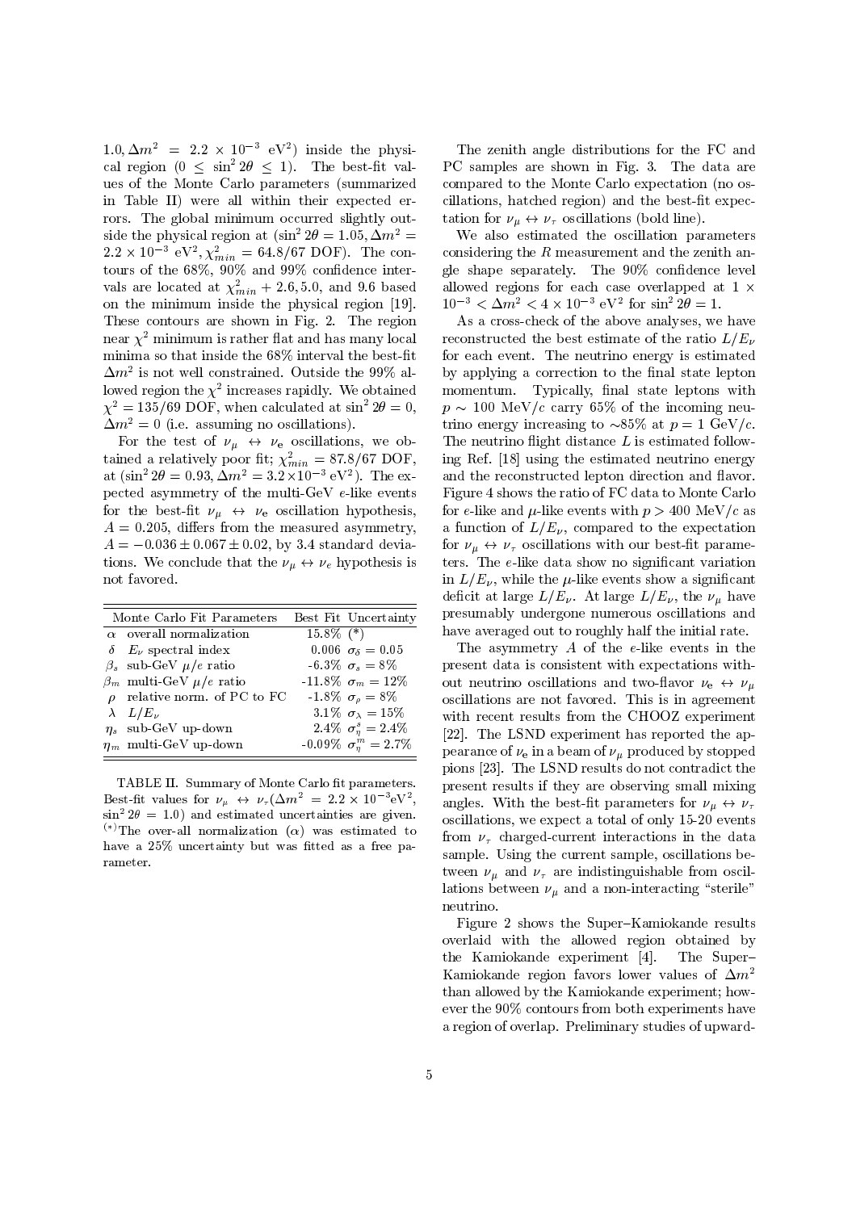$1.0, \Delta m^2 = 2.2 \times 10^{-3}$ eV$^2$) inside the physical region ($0 \le \sin^2 2\theta \le 1$). The best-fit values of the Monte Carlo parameters (summarized in Table II) were all within their expected errors. The global minimum occurred slightly outside the physical region at ($\sin^2 2\theta = 1.05, \Delta m^2 = 2.2 \times 10^{-3}$ eV$^2, \chi^2_{min} = 64.8/67$ DOF). The contours of the 68%, 90% and 99% confidence intervals are located at $\chi^2_{min} + 2.6, 5.0$, and 9.6 based on the minimum inside the physical region [19]. These contours are shown in Fig. 2. The region near $\chi^2$ minimum is rather flat and has many local minima so that inside the 68% interval the best-fit $\Delta m^2$ is not well constrained. Outside the 99% allowed region the $\chi^2$ increases rapidly. We obtained $\chi^2 = 135/69$ DOF, when calculated at $\sin^2 2\theta = 0$, $\Delta m^2 = 0$ (i.e. assuming no oscillations).

For the test of $\nu_\mu \leftrightarrow \nu_e$ oscillations, we obtained a relatively poor fit; $\chi^2_{min} = 87.8/67$ DOF, at ($\sin^2 2\theta = 0.93, \Delta m^2 = 3.2 \times 10^{-3}$ eV$^2$). The expected asymmetry of the multi-GeV $e$-like events for the best-fit $\nu_\mu \leftrightarrow \nu_e$ oscillation hypothesis, $A = 0.205$, differs from the measured asymmetry, $A = -0.036 \pm 0.067 \pm 0.02$, by 3.4 standard deviations. We conclude that the $\nu_\mu \leftrightarrow \nu_e$ hypothesis is not favored.

| | Monte Carlo Fit Parameters | Best Fit | Uncertainty |
|---|---|---|---|
| $\alpha$ | overall normalization | 15.8% | (*) |
| $\delta$ | $E_\nu$ spectral index | 0.006 | $\sigma_\delta = 0.05$ |
| $\beta_s$ | sub-GeV $\mu/e$ ratio | -6.3% | $\sigma_s = 8\%$ |
| $\beta_m$ | multi-GeV $\mu/e$ ratio | -11.8% | $\sigma_m = 12\%$ |
| $\rho$ | relative norm. of PC to FC | -1.8% | $\sigma_\rho = 8\%$ |
| $\lambda$ | $L/E_\nu$ | 3.1% | $\sigma_\lambda = 15\%$ |
| $\eta_s$ | sub-GeV up-down | 2.4% | $\sigma_\eta^s = 2.4\%$ |
| $\eta_m$ | multi-GeV up-down | -0.09% | $\sigma_\eta^m = 2.7\%$ |

TABLE II. Summary of Monte Carlo fit parameters. Best-fit values for $\nu_\mu \leftrightarrow \nu_\tau (\Delta m^2 = 2.2 \times 10^{-3}$eV$^2$, $\sin^2 2\theta = 1.0$) and estimated uncertainties are given. (*)The over-all normalization ($\alpha$) was estimated to have a 25% uncertainty but was fitted as a free parameter.

The zenith angle distributions for the FC and PC samples are shown in Fig. 3. The data are compared to the Monte Carlo expectation (no oscillations, hatched region) and the best-fit expectation for $\nu_\mu \leftrightarrow \nu_\tau$ oscillations (bold line).

We also estimated the oscillation parameters considering the $R$ measurement and the zenith angle shape separately. The 90% confidence level allowed regions for each case overlapped at $1 \times 10^{-3} < \Delta m^2 < 4 \times 10^{-3}$ eV$^2$ for $\sin^2 2\theta = 1$.

As a cross-check of the above analyses, we have reconstructed the best estimate of the ratio $L/E_\nu$ for each event. The neutrino energy is estimated by applying a correction to the final state lepton momentum. Typically, final state leptons with $p \sim 100$ MeV/$c$ carry 65% of the incoming neutrino energy increasing to $\sim$85% at $p = 1$ GeV/$c$. The neutrino flight distance $L$ is estimated following Ref. [18] using the estimated neutrino energy and the reconstructed lepton direction and flavor. Figure 4 shows the ratio of FC data to Monte Carlo for $e$-like and $\mu$-like events with $p > 400$ MeV/$c$ as a function of $L/E_\nu$, compared to the expectation for $\nu_\mu \leftrightarrow \nu_\tau$ oscillations with our best-fit parameters. The $e$-like data show no significant variation in $L/E_\nu$, while the $\mu$-like events show a significant deficit at large $L/E_\nu$. At large $L/E_\nu$, the $\nu_\mu$ have presumably undergone numerous oscillations and have averaged out to roughly half the initial rate.

The asymmetry $A$ of the $e$-like events in the present data is consistent with expectations without neutrino oscillations and two-flavor $\nu_e \leftrightarrow \nu_\mu$ oscillations are not favored. This is in agreement with recent results from the CHOOZ experiment [22]. The LSND experiment has reported the appearance of $\nu_e$ in a beam of $\nu_\mu$ produced by stopped pions [23]. The LSND results do not contradict the present results if they are observing small mixing angles. With the best-fit parameters for $\nu_\mu \leftrightarrow \nu_\tau$ oscillations, we expect a total of only 15-20 events from $\nu_\tau$ charged-current interactions in the data sample. Using the current sample, oscillations between $\nu_\mu$ and $\nu_\tau$ are indistinguishable from oscillations between $\nu_\mu$ and a non-interacting "sterile" neutrino.

Figure 2 shows the Super–Kamiokande results overlaid with the allowed region obtained by the Kamiokande experiment [4]. The Super–Kamiokande region favors lower values of $\Delta m^2$ than allowed by the Kamiokande experiment; however the 90% contours from both experiments have a region of overlap. Preliminary studies of upward-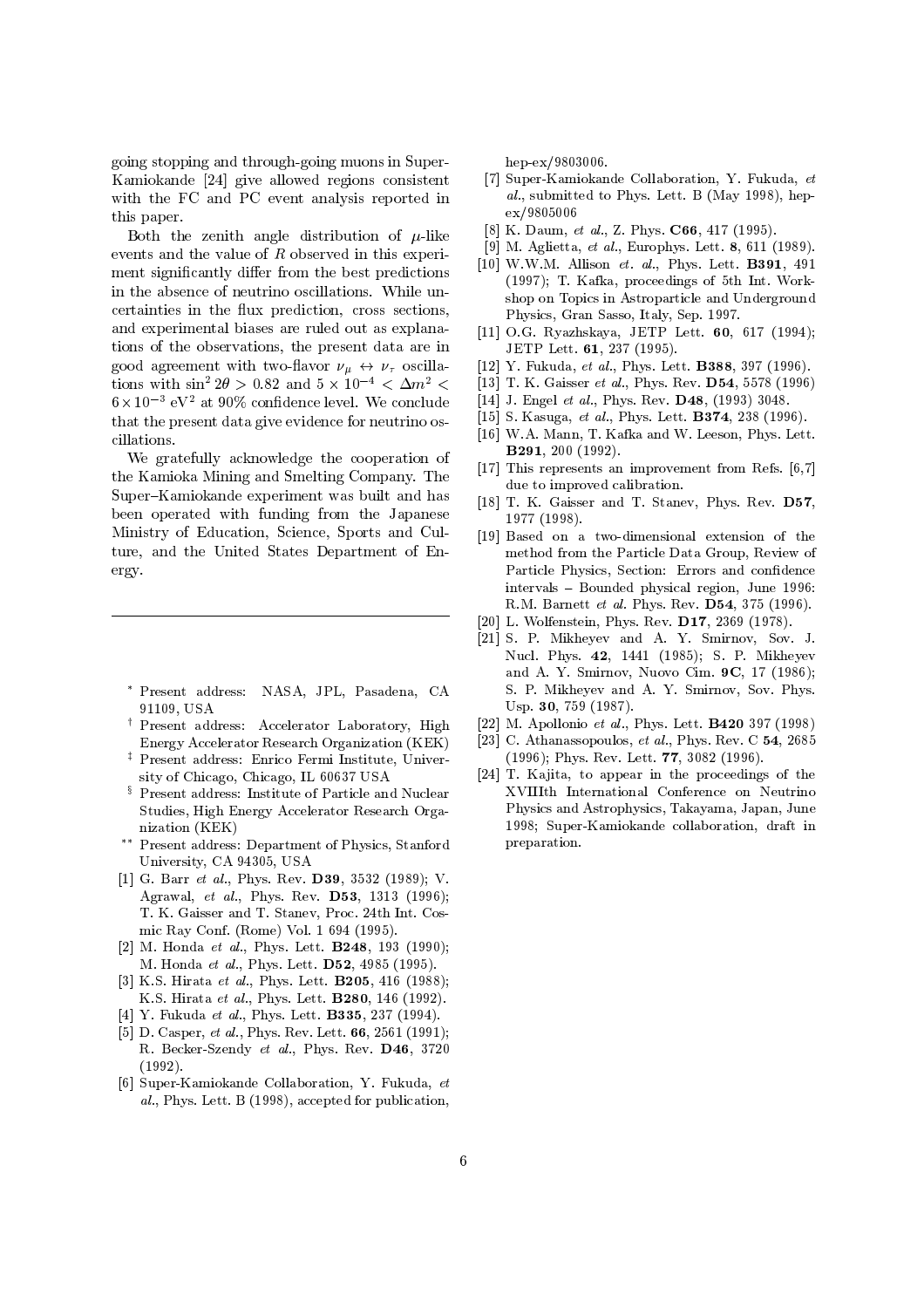going stopping and through-going muons in Super-Kamiokande [24] give allowed regions consistent with the FC and PC event analysis reported in this paper.

Both the zenith angle distribution of $\mu$-like events and the value of $R$ observed in this experiment significantly differ from the best predictions in the absence of neutrino oscillations. While uncertainties in the flux prediction, cross sections, and experimental biases are ruled out as explanations of the observations, the present data are in good agreement with two-flavor $\nu_\mu \leftrightarrow \nu_\tau$ oscillations with $\sin^2 2\theta > 0.82$ and $5 \times 10^{-4} < \Delta m^2 < 6 \times 10^{-3}$ eV$^2$ at 90% confidence level. We conclude that the present data give evidence for neutrino oscillations.

We gratefully acknowledge the cooperation of the Kamioka Mining and Smelting Company. The Super–Kamiokande experiment was built and has been operated with funding from the Japanese Ministry of Education, Science, Sports and Culture, and the United States Department of Energy.

---

[*] Present address: NASA, JPL, Pasadena, CA 91109, USA

[†] Present address: Accelerator Laboratory, High Energy Accelerator Research Organization (KEK)

[‡] Present address: Enrico Fermi Institute, University of Chicago, Chicago, IL 60637 USA

[§] Present address: Institute of Particle and Nuclear Studies, High Energy Accelerator Research Organization (KEK)

[**] Present address: Department of Physics, Stanford University, CA 94305, USA

[1] G. Barr *et al.*, Phys. Rev. **D39**, 3532 (1989); V. Agrawal, *et al.*, Phys. Rev. **D53**, 1313 (1996); T. K. Gaisser and T. Stanev, Proc. 24th Int. Cosmic Ray Conf. (Rome) Vol. 1 694 (1995).

[2] M. Honda *et al.*, Phys. Lett. **B248**, 193 (1990); M. Honda *et al.*, Phys. Lett. **D52**, 4985 (1995).

[3] K.S. Hirata *et al.*, Phys. Lett. **B205**, 416 (1988); K.S. Hirata *et al.*, Phys. Lett. **B280**, 146 (1992).

[4] Y. Fukuda *et al.*, Phys. Lett. **B335**, 237 (1994).

[5] D. Casper, *et al.*, Phys. Rev. Lett. **66**, 2561 (1991); R. Becker-Szendy *et al.*, Phys. Rev. **D46**, 3720 (1992).

[6] Super-Kamiokande Collaboration, Y. Fukuda, *et al.*, Phys. Lett. B (1998), accepted for publication, hep-ex/9803006.

[7] Super-Kamiokande Collaboration, Y. Fukuda, *et al.*, submitted to Phys. Lett. B (May 1998), hep-ex/9805006

[8] K. Daum, *et al.*, Z. Phys. **C66**, 417 (1995).

[9] M. Aglietta, *et al.*, Europhys. Lett. **8**, 611 (1989).

[10] W.W.M. Allison *et. al.*, Phys. Lett. **B391**, 491 (1997); T. Kafka, proceedings of 5th Int. Workshop on Topics in Astroparticle and Underground Physics, Gran Sasso, Italy, Sep. 1997.

[11] O.G. Ryazhskaya, JETP Lett. **60**, 617 (1994); JETP Lett. **61**, 237 (1995).

[12] Y. Fukuda, *et al.*, Phys. Lett. **B388**, 397 (1996).

[13] T. K. Gaisser *et al.*, Phys. Rev. **D54**, 5578 (1996)

[14] J. Engel *et al.*, Phys. Rev. **D48**, (1993) 3048.

[15] S. Kasuga, *et al.*, Phys. Lett. **B374**, 238 (1996).

[16] W.A. Mann, T. Kafka and W. Leeson, Phys. Lett. **B291**, 200 (1992).

[17] This represents an improvement from Refs. [6,7] due to improved calibration.

[18] T. K. Gaisser and T. Stanev, Phys. Rev. **D57**, 1977 (1998).

[19] Based on a two-dimensional extension of the method from the Particle Data Group, Review of Particle Physics, Section: Errors and confidence intervals – Bounded physical region, June 1996: R.M. Barnett *et al.* Phys. Rev. **D54**, 375 (1996).

[20] L. Wolfenstein, Phys. Rev. **D17**, 2369 (1978).

[21] S. P. Mikheyev and A. Y. Smirnov, Sov. J. Nucl. Phys. **42**, 1441 (1985); S. P. Mikheyev and A. Y. Smirnov, Nuovo Cim. **9C**, 17 (1986); S. P. Mikheyev and A. Y. Smirnov, Sov. Phys. Usp. **30**, 759 (1987).

[22] M. Apollonio *et al.*, Phys. Lett. **B420** 397 (1998)

[23] C. Athanassopoulos, *et al.*, Phys. Rev. C **54**, 2685 (1996); Phys. Rev. Lett. **77**, 3082 (1996).

[24] T. Kajita, to appear in the proceedings of the XVIIIth International Conference on Neutrino Physics and Astrophysics, Takayama, Japan, June 1998; Super-Kamiokande collaboration, draft in preparation.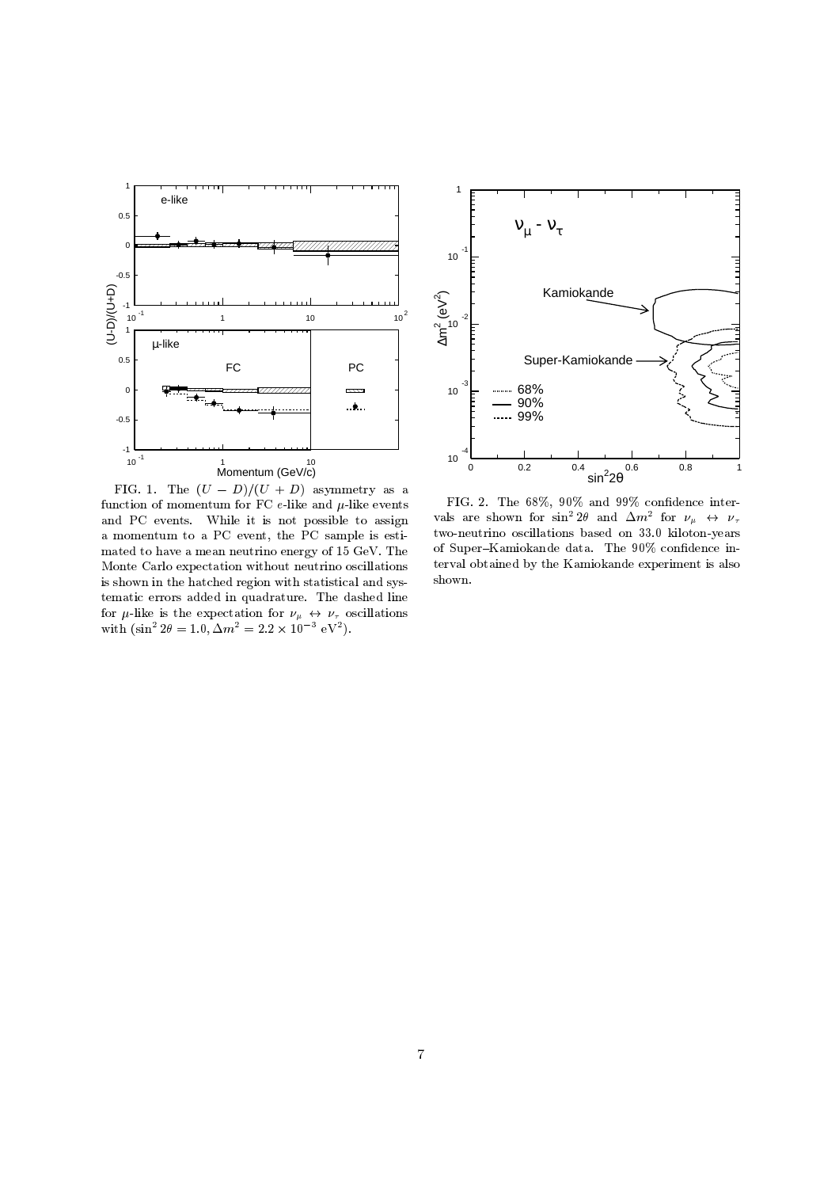FIG. 1. The $(U - D)/(U + D)$ asymmetry as a function of momentum for FC $e$-like and $\mu$-like events and PC events. While it is not possible to assign a momentum to a PC event, the PC sample is estimated to have a mean neutrino energy of 15 GeV. The Monte Carlo expectation without neutrino oscillations is shown in the hatched region with statistical and systematic errors added in quadrature. The dashed line for $\mu$-like is the expectation for $\nu_\mu \leftrightarrow \nu_\tau$ oscillations with $(\sin^2 2\theta = 1.0, \Delta m^2 = 2.2 \times 10^{-3}\ \mathrm{eV}^2)$.

FIG. 2. The 68%, 90% and 99% confidence intervals are shown for $\sin^2 2\theta$ and $\Delta m^2$ for $\nu_\mu \leftrightarrow \nu_\tau$ two-neutrino oscillations based on 33.0 kiloton-years of Super–Kamiokande data. The 90% confidence interval obtained by the Kamiokande experiment is also shown.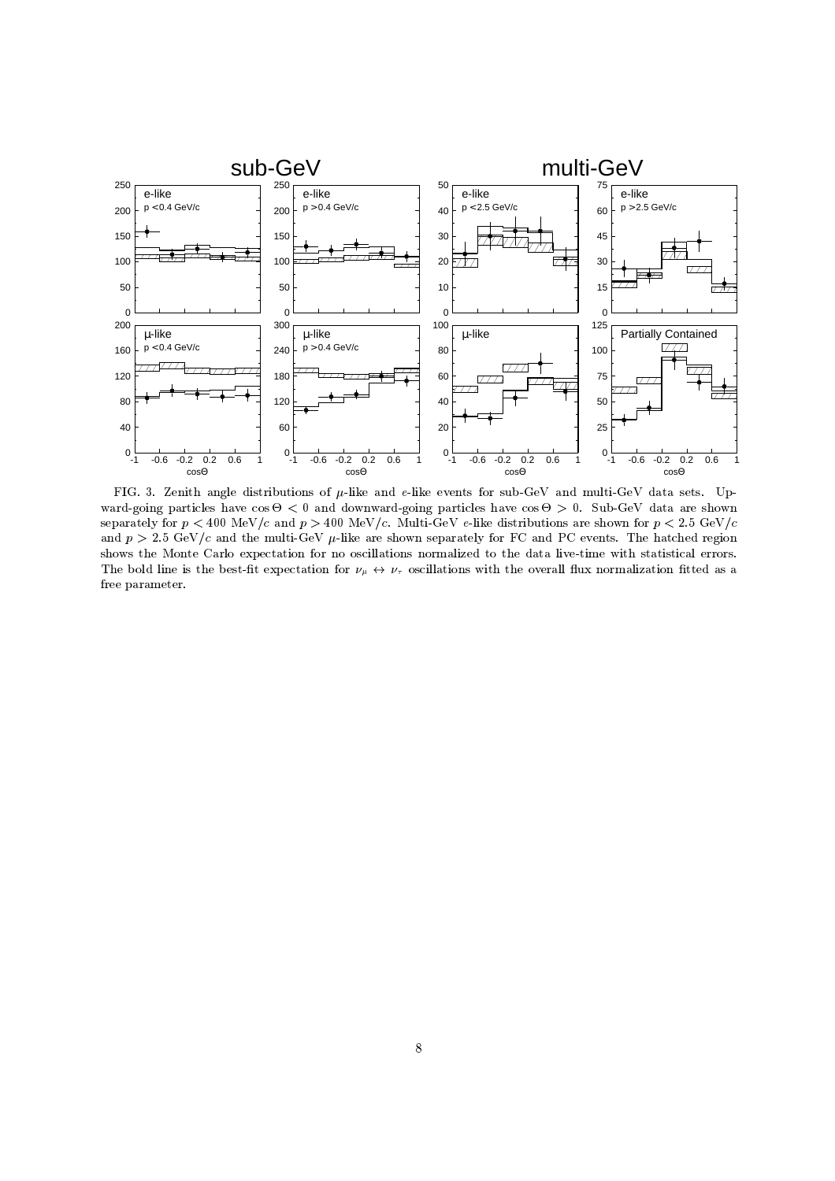FIG. 3. Zenith angle distributions of $\mu$-like and $e$-like events for sub-GeV and multi-GeV data sets. Upward-going particles have $\cos\Theta < 0$ and downward-going particles have $\cos\Theta > 0$. Sub-GeV data are shown separately for $p < 400$ MeV/$c$ and $p > 400$ MeV/$c$. Multi-GeV $e$-like distributions are shown for $p < 2.5$ GeV/$c$ and $p > 2.5$ GeV/$c$ and the multi-GeV $\mu$-like are shown separately for FC and PC events. The hatched region shows the Monte Carlo expectation for no oscillations normalized to the data live-time with statistical errors. The bold line is the best-fit expectation for $\nu_\mu \leftrightarrow \nu_\tau$ oscillations with the overall flux normalization fitted as a free parameter.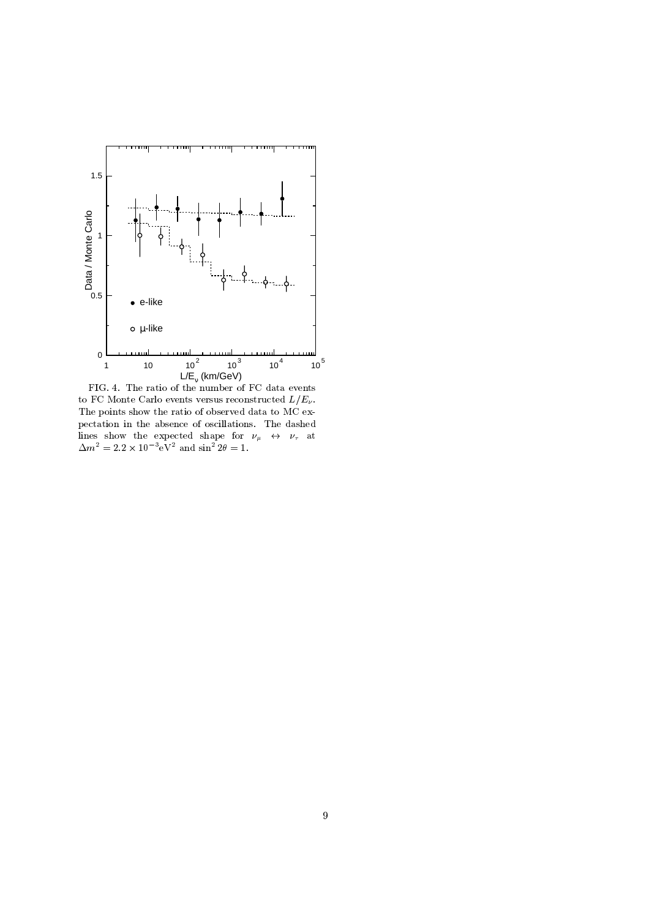Data / Monte Carlo

1.5

1

0.5

0

e-like

μ-like

1

10

$10^2$

$10^3$

$10^4$

$10^5$

$L/E_\nu$ (km/GeV)

FIG. 4. The ratio of the number of FC data events to FC Monte Carlo events versus reconstructed $L/E_\nu$. The points show the ratio of observed data to MC expectation in the absence of oscillations. The dashed lines show the expected shape for $\nu_\mu \leftrightarrow \nu_\tau$ at $\Delta m^2 = 2.2 \times 10^{-3}\text{eV}^2$ and $\sin^2 2\theta = 1$.